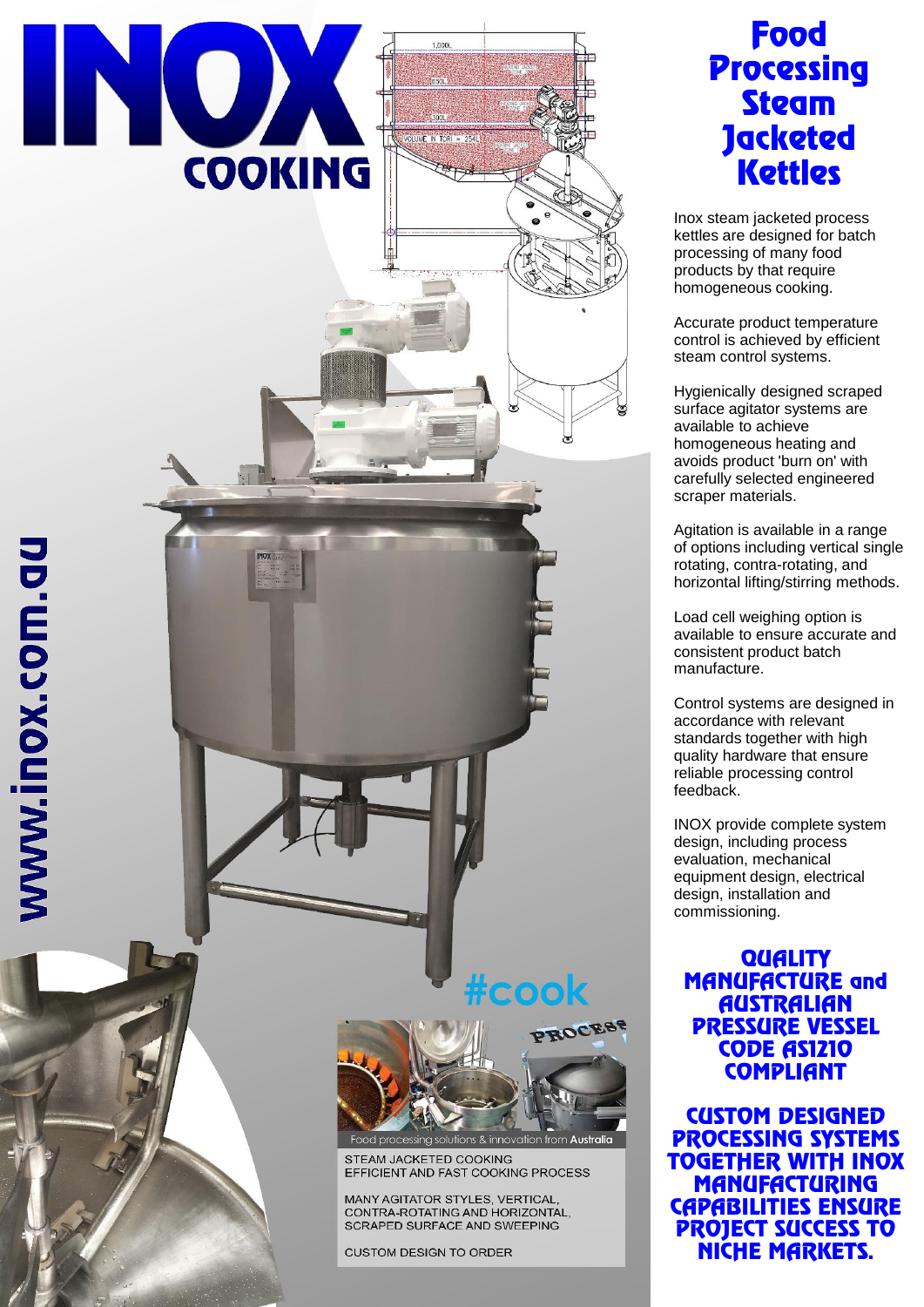# INOX COOKING

www.inox.com.au

# Food Processing Steam Jacketed Kettles

Inox steam jacketed process kettles are designed for batch processing of many food products by that require homogeneous cooking.

Accurate product temperature control is achieved by efficient steam control systems.

Hygienically designed scraped surface agitator systems are available to achieve homogeneous heating and avoids product 'burn on' with carefully selected engineered scraper materials.

Agitation is available in a range of options including vertical single rotating, contra-rotating, and horizontal lifting/stirring methods.

Load cell weighing option is available to ensure accurate and consistent product batch manufacture.

Control systems are designed in accordance with relevant standards together with high quality hardware that ensure reliable processing control feedback.

INOX provide complete system design, including process evaluation, mechanical equipment design, electrical design, installation and commissioning.

**QUALITY MANUFACTURE and AUSTRALIAN PRESSURE VESSEL CODE AS1210 COMPLIANT**

**CUSTOM DESIGNED PROCESSING SYSTEMS TOGETHER WITH INOX MANUFACTURING CAPABILITIES ENSURE PROJECT SUCCESS TO NICHE MARKETS.**

#cook

PROCESS

Food processing solutions & innovation from Australia

STEAM JACKETED COOKING
EFFICIENT AND FAST COOKING PROCESS

MANY AGITATOR STYLES, VERTICAL, CONTRA-ROTATING AND HORIZONTAL, SCRAPED SURFACE AND SWEEPING

CUSTOM DESIGN TO ORDER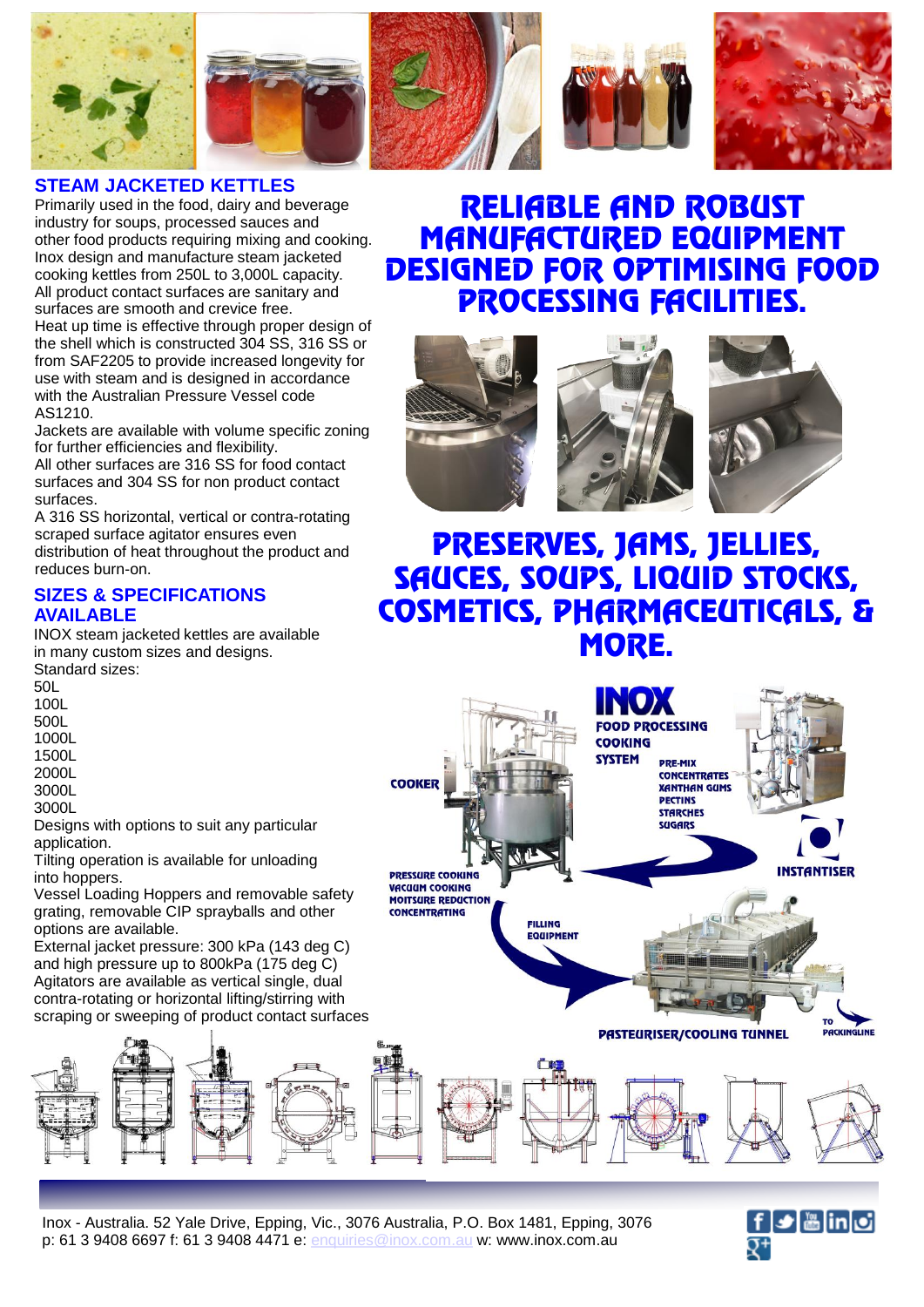## STEAM JACKETED KETTLES

Primarily used in the food, dairy and beverage industry for soups, processed sauces and other food products requiring mixing and cooking. Inox design and manufacture steam jacketed cooking kettles from 250L to 3,000L capacity.

All product contact surfaces are sanitary and surfaces are smooth and crevice free.

Heat up time is effective through proper design of the shell which is constructed 304 SS, 316 SS or from SAF2205 to provide increased longevity for use with steam and is designed in accordance with the Australian Pressure Vessel code AS1210.

Jackets are available with volume specific zoning for further efficiencies and flexibility.

All other surfaces are 316 SS for food contact surfaces and 304 SS for non product contact surfaces.

A 316 SS horizontal, vertical or contra-rotating scraped surface agitator ensures even distribution of heat throughout the product and reduces burn-on.

## SIZES & SPECIFICATIONS AVAILABLE

INOX steam jacketed kettles are available in many custom sizes and designs.

Standard sizes:

50L
100L
500L
1000L
1500L
2000L
3000L
3000L

Designs with options to suit any particular application.

Tilting operation is available for unloading into hoppers.

Vessel Loading Hoppers and removable safety grating, removable CIP sprayballs and other options are available.

External jacket pressure: 300 kPa (143 deg C) and high pressure up to 800kPa (175 deg C)

Agitators are available as vertical single, dual contra-rotating or horizontal lifting/stirring with scraping or sweeping of product contact surfaces

# RELIABLE AND ROBUST MANUFACTURED EQUIPMENT DESIGNED FOR OPTIMISING FOOD PROCESSING FACILITIES.

# PRESERVES, JAMS, JELLIES, SAUCES, SOUPS, LIQUID STOCKS, COSMETICS, PHARMACEUTICALS, & MORE.

INOX
FOOD PROCESSING
COOKING
SYSTEM

COOKER

PRE-MIX
CONCENTRATES
XANTHAN GUMS
PECTINS
STARCHES
SUGARS

INSTANTISER

PRESSURE COOKING
VACUUM COOKING
MOITSURE REDUCTION
CONCENTRATING

FILLING
EQUIPMENT

PASTEURISER/COOLING TUNNEL

TO
PACKINGLINE

Inox - Australia. 52 Yale Drive, Epping, Vic., 3076 Australia, P.O. Box 1481, Epping, 3076
p: 61 3 9408 6697 f: 61 3 9408 4471 e: enquiries@inox.com.au w: www.inox.com.au